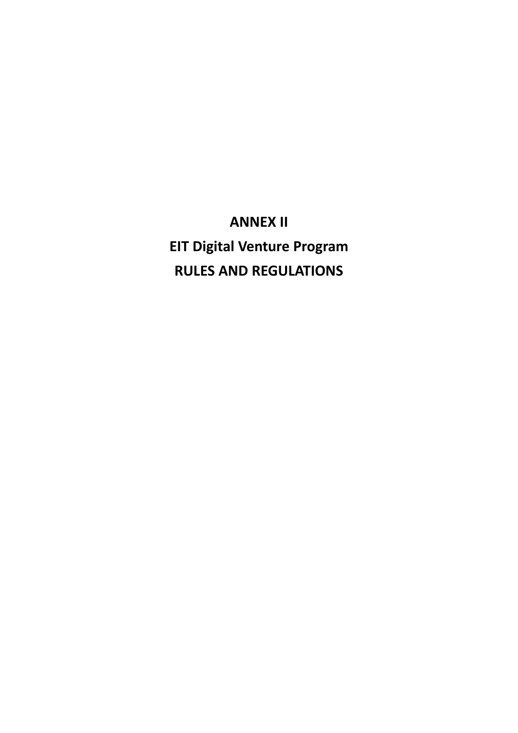# ANNEX II

# EIT Digital Venture Program

# RULES AND REGULATIONS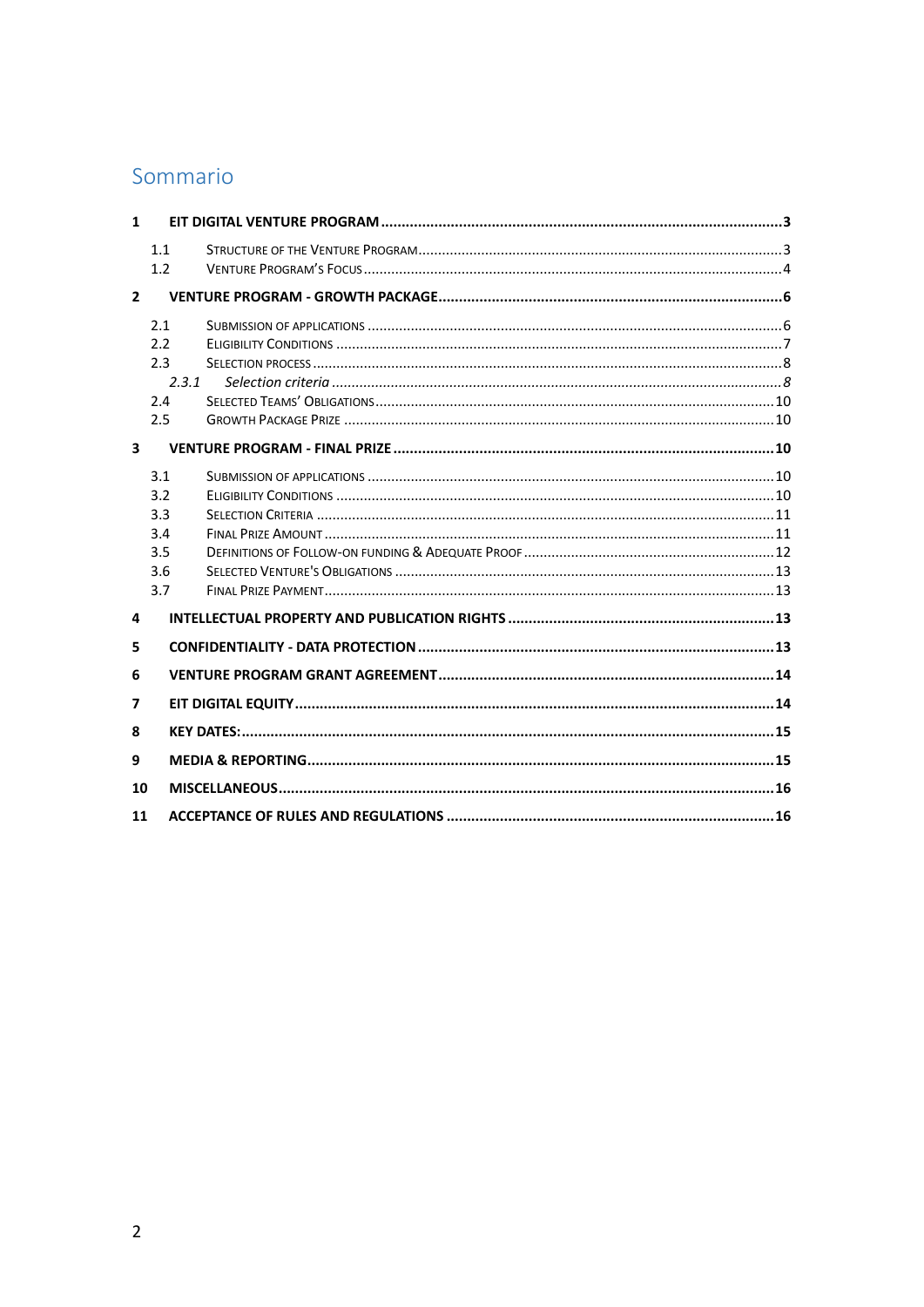# Sommario

**1 EIT DIGITAL VENTURE PROGRAM** ..... **3**

- 1.1 STRUCTURE OF THE VENTURE PROGRAM ..... 3
- 1.2 VENTURE PROGRAM'S FOCUS ..... 4

**2 VENTURE PROGRAM - GROWTH PACKAGE** ..... **6**

- 2.1 SUBMISSION OF APPLICATIONS ..... 6
- 2.2 ELIGIBILITY CONDITIONS ..... 7
- 2.3 SELECTION PROCESS ..... 8
  - *2.3.1 Selection criteria ..... 8*
- 2.4 SELECTED TEAMS' OBLIGATIONS ..... 10
- 2.5 GROWTH PACKAGE PRIZE ..... 10

**3 VENTURE PROGRAM - FINAL PRIZE** ..... **10**

- 3.1 SUBMISSION OF APPLICATIONS ..... 10
- 3.2 ELIGIBILITY CONDITIONS ..... 10
- 3.3 SELECTION CRITERIA ..... 11
- 3.4 FINAL PRIZE AMOUNT ..... 11
- 3.5 DEFINITIONS OF FOLLOW-ON FUNDING & ADEQUATE PROOF ..... 12
- 3.6 SELECTED VENTURE'S OBLIGATIONS ..... 13
- 3.7 FINAL PRIZE PAYMENT ..... 13

**4 INTELLECTUAL PROPERTY AND PUBLICATION RIGHTS** ..... **13**

**5 CONFIDENTIALITY - DATA PROTECTION** ..... **13**

**6 VENTURE PROGRAM GRANT AGREEMENT** ..... **14**

**7 EIT DIGITAL EQUITY** ..... **14**

**8 KEY DATES:** ..... **15**

**9 MEDIA & REPORTING** ..... **15**

**10 MISCELLANEOUS** ..... **16**

**11 ACCEPTANCE OF RULES AND REGULATIONS** ..... **16**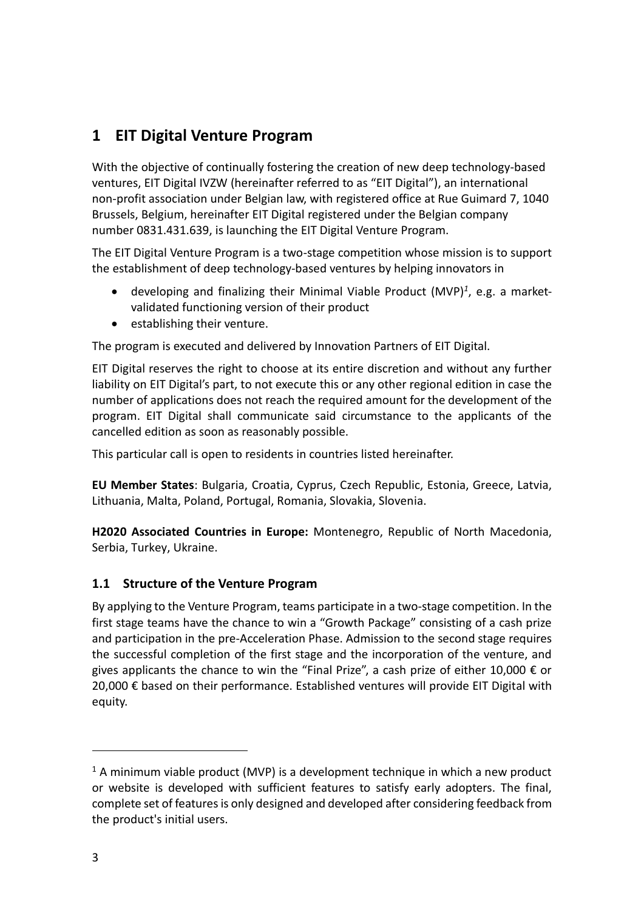# 1 EIT Digital Venture Program

With the objective of continually fostering the creation of new deep technology-based ventures, EIT Digital IVZW (hereinafter referred to as "EIT Digital"), an international non-profit association under Belgian law, with registered office at Rue Guimard 7, 1040 Brussels, Belgium, hereinafter EIT Digital registered under the Belgian company number 0831.431.639, is launching the EIT Digital Venture Program.

The EIT Digital Venture Program is a two-stage competition whose mission is to support the establishment of deep technology-based ventures by helping innovators in

- developing and finalizing their Minimal Viable Product (MVP)[1], e.g. a market-validated functioning version of their product
- establishing their venture.

The program is executed and delivered by Innovation Partners of EIT Digital.

EIT Digital reserves the right to choose at its entire discretion and without any further liability on EIT Digital's part, to not execute this or any other regional edition in case the number of applications does not reach the required amount for the development of the program. EIT Digital shall communicate said circumstance to the applicants of the cancelled edition as soon as reasonably possible.

This particular call is open to residents in countries listed hereinafter.

**EU Member States**: Bulgaria, Croatia, Cyprus, Czech Republic, Estonia, Greece, Latvia, Lithuania, Malta, Poland, Portugal, Romania, Slovakia, Slovenia.

**H2020 Associated Countries in Europe:** Montenegro, Republic of North Macedonia, Serbia, Turkey, Ukraine.

## 1.1 Structure of the Venture Program

By applying to the Venture Program, teams participate in a two-stage competition. In the first stage teams have the chance to win a "Growth Package" consisting of a cash prize and participation in the pre-Acceleration Phase. Admission to the second stage requires the successful completion of the first stage and the incorporation of the venture, and gives applicants the chance to win the "Final Prize", a cash prize of either 10,000 € or 20,000 € based on their performance. Established ventures will provide EIT Digital with equity.

---

[1] A minimum viable product (MVP) is a development technique in which a new product or website is developed with sufficient features to satisfy early adopters. The final, complete set of features is only designed and developed after considering feedback from the product's initial users.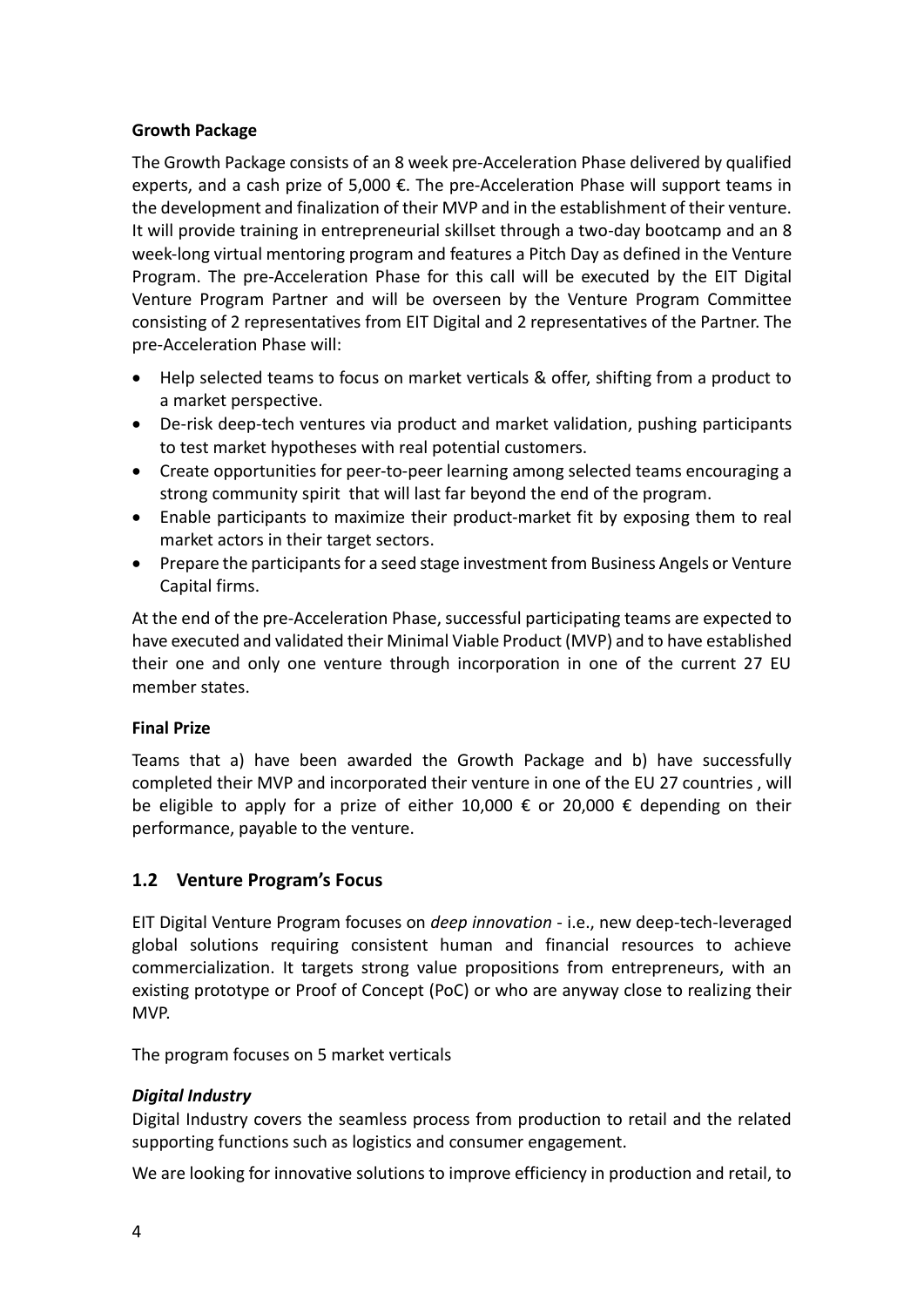**Growth Package**

The Growth Package consists of an 8 week pre-Acceleration Phase delivered by qualified experts, and a cash prize of 5,000 €. The pre-Acceleration Phase will support teams in the development and finalization of their MVP and in the establishment of their venture. It will provide training in entrepreneurial skillset through a two-day bootcamp and an 8 week-long virtual mentoring program and features a Pitch Day as defined in the Venture Program. The pre-Acceleration Phase for this call will be executed by the EIT Digital Venture Program Partner and will be overseen by the Venture Program Committee consisting of 2 representatives from EIT Digital and 2 representatives of the Partner. The pre-Acceleration Phase will:

- Help selected teams to focus on market verticals & offer, shifting from a product to a market perspective.
- De-risk deep-tech ventures via product and market validation, pushing participants to test market hypotheses with real potential customers.
- Create opportunities for peer-to-peer learning among selected teams encouraging a strong community spirit that will last far beyond the end of the program.
- Enable participants to maximize their product-market fit by exposing them to real market actors in their target sectors.
- Prepare the participants for a seed stage investment from Business Angels or Venture Capital firms.

At the end of the pre-Acceleration Phase, successful participating teams are expected to have executed and validated their Minimal Viable Product (MVP) and to have established their one and only one venture through incorporation in one of the current 27 EU member states.

**Final Prize**

Teams that a) have been awarded the Growth Package and b) have successfully completed their MVP and incorporated their venture in one of the EU 27 countries , will be eligible to apply for a prize of either 10,000 € or 20,000 € depending on their performance, payable to the venture.

## 1.2 Venture Program's Focus

EIT Digital Venture Program focuses on *deep innovation* - i.e., new deep-tech-leveraged global solutions requiring consistent human and financial resources to achieve commercialization. It targets strong value propositions from entrepreneurs, with an existing prototype or Proof of Concept (PoC) or who are anyway close to realizing their MVP.

The program focuses on 5 market verticals

***Digital Industry***

Digital Industry covers the seamless process from production to retail and the related supporting functions such as logistics and consumer engagement.

We are looking for innovative solutions to improve efficiency in production and retail, to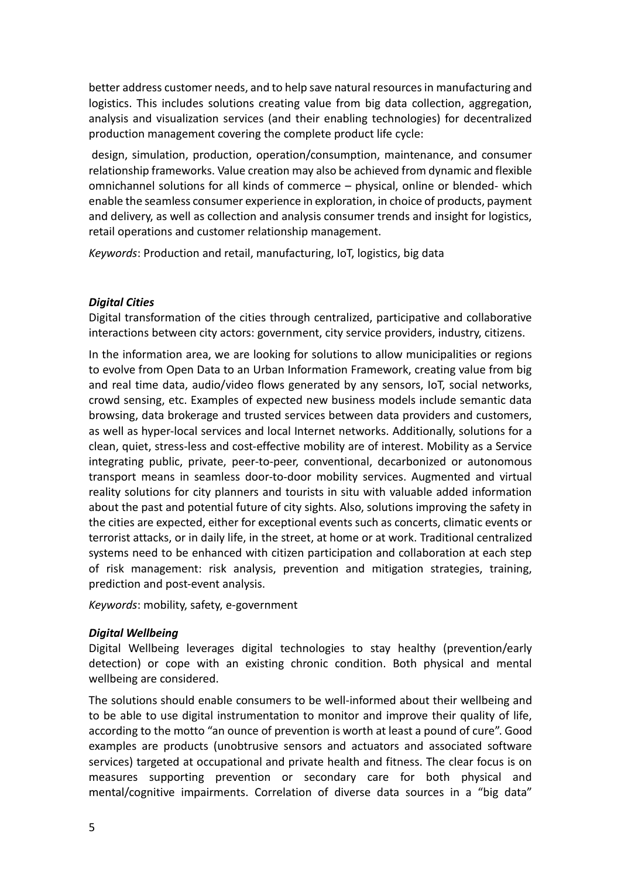better address customer needs, and to help save natural resources in manufacturing and logistics. This includes solutions creating value from big data collection, aggregation, analysis and visualization services (and their enabling technologies) for decentralized production management covering the complete product life cycle:

design, simulation, production, operation/consumption, maintenance, and consumer relationship frameworks. Value creation may also be achieved from dynamic and flexible omnichannel solutions for all kinds of commerce – physical, online or blended- which enable the seamless consumer experience in exploration, in choice of products, payment and delivery, as well as collection and analysis consumer trends and insight for logistics, retail operations and customer relationship management.

*Keywords*: Production and retail, manufacturing, IoT, logistics, big data

***Digital Cities***

Digital transformation of the cities through centralized, participative and collaborative interactions between city actors: government, city service providers, industry, citizens.

In the information area, we are looking for solutions to allow municipalities or regions to evolve from Open Data to an Urban Information Framework, creating value from big and real time data, audio/video flows generated by any sensors, IoT, social networks, crowd sensing, etc. Examples of expected new business models include semantic data browsing, data brokerage and trusted services between data providers and customers, as well as hyper-local services and local Internet networks. Additionally, solutions for a clean, quiet, stress-less and cost-effective mobility are of interest. Mobility as a Service integrating public, private, peer-to-peer, conventional, decarbonized or autonomous transport means in seamless door-to-door mobility services. Augmented and virtual reality solutions for city planners and tourists in situ with valuable added information about the past and potential future of city sights. Also, solutions improving the safety in the cities are expected, either for exceptional events such as concerts, climatic events or terrorist attacks, or in daily life, in the street, at home or at work. Traditional centralized systems need to be enhanced with citizen participation and collaboration at each step of risk management: risk analysis, prevention and mitigation strategies, training, prediction and post-event analysis.

*Keywords*: mobility, safety, e-government

***Digital Wellbeing***

Digital Wellbeing leverages digital technologies to stay healthy (prevention/early detection) or cope with an existing chronic condition. Both physical and mental wellbeing are considered.

The solutions should enable consumers to be well-informed about their wellbeing and to be able to use digital instrumentation to monitor and improve their quality of life, according to the motto "an ounce of prevention is worth at least a pound of cure". Good examples are products (unobtrusive sensors and actuators and associated software services) targeted at occupational and private health and fitness. The clear focus is on measures supporting prevention or secondary care for both physical and mental/cognitive impairments. Correlation of diverse data sources in a "big data"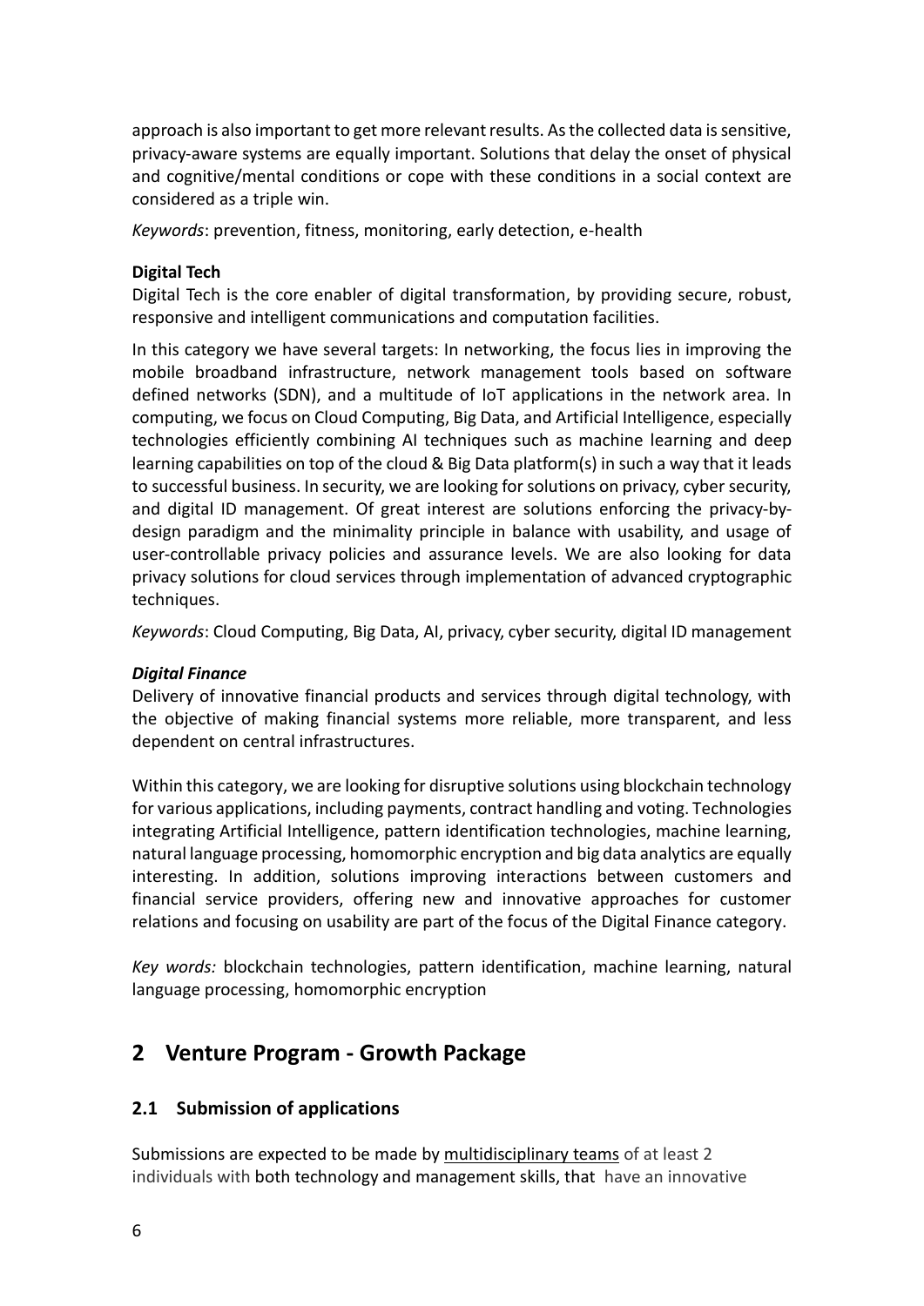approach is also important to get more relevant results. As the collected data is sensitive, privacy-aware systems are equally important. Solutions that delay the onset of physical and cognitive/mental conditions or cope with these conditions in a social context are considered as a triple win.

*Keywords*: prevention, fitness, monitoring, early detection, e-health

**Digital Tech**

Digital Tech is the core enabler of digital transformation, by providing secure, robust, responsive and intelligent communications and computation facilities.

In this category we have several targets: In networking, the focus lies in improving the mobile broadband infrastructure, network management tools based on software defined networks (SDN), and a multitude of IoT applications in the network area. In computing, we focus on Cloud Computing, Big Data, and Artificial Intelligence, especially technologies efficiently combining AI techniques such as machine learning and deep learning capabilities on top of the cloud & Big Data platform(s) in such a way that it leads to successful business. In security, we are looking for solutions on privacy, cyber security, and digital ID management. Of great interest are solutions enforcing the privacy-by-design paradigm and the minimality principle in balance with usability, and usage of user-controllable privacy policies and assurance levels. We are also looking for data privacy solutions for cloud services through implementation of advanced cryptographic techniques.

*Keywords*: Cloud Computing, Big Data, AI, privacy, cyber security, digital ID management

***Digital Finance***

Delivery of innovative financial products and services through digital technology, with the objective of making financial systems more reliable, more transparent, and less dependent on central infrastructures.

Within this category, we are looking for disruptive solutions using blockchain technology for various applications, including payments, contract handling and voting. Technologies integrating Artificial Intelligence, pattern identification technologies, machine learning, natural language processing, homomorphic encryption and big data analytics are equally interesting. In addition, solutions improving interactions between customers and financial service providers, offering new and innovative approaches for customer relations and focusing on usability are part of the focus of the Digital Finance category.

*Key words:* blockchain technologies, pattern identification, machine learning, natural language processing, homomorphic encryption

# 2 Venture Program - Growth Package

## 2.1 Submission of applications

Submissions are expected to be made by multidisciplinary teams of at least 2 individuals with both technology and management skills, that have an innovative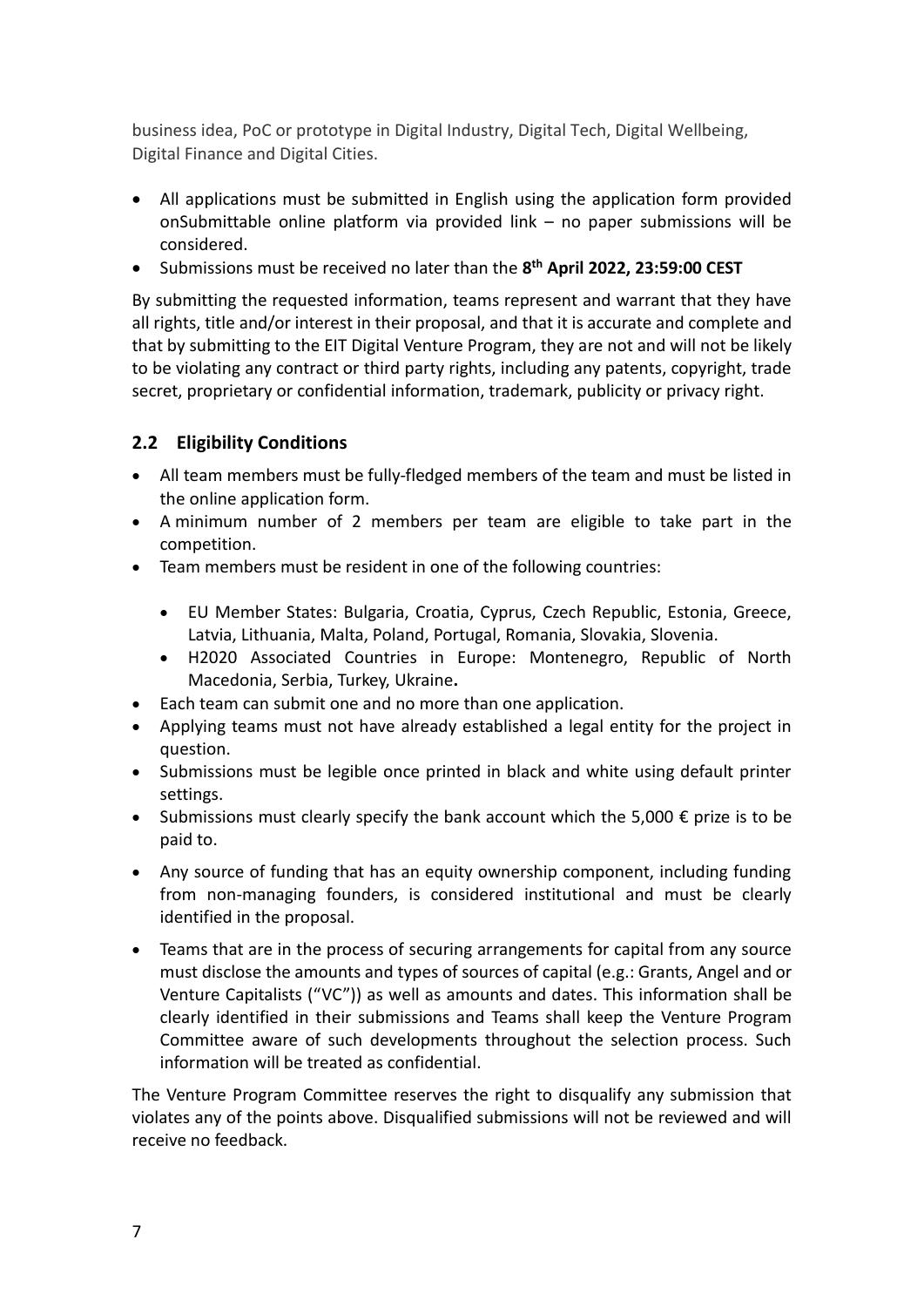business idea, PoC or prototype in Digital Industry, Digital Tech, Digital Wellbeing, Digital Finance and Digital Cities.

- All applications must be submitted in English using the application form provided onSubmittable online platform via provided link – no paper submissions will be considered.
- Submissions must be received no later than the **8th April 2022, 23:59:00 CEST**

By submitting the requested information, teams represent and warrant that they have all rights, title and/or interest in their proposal, and that it is accurate and complete and that by submitting to the EIT Digital Venture Program, they are not and will not be likely to be violating any contract or third party rights, including any patents, copyright, trade secret, proprietary or confidential information, trademark, publicity or privacy right.

## 2.2 Eligibility Conditions

- All team members must be fully-fledged members of the team and must be listed in the online application form.
- A minimum number of 2 members per team are eligible to take part in the competition.
- Team members must be resident in one of the following countries:
  - EU Member States: Bulgaria, Croatia, Cyprus, Czech Republic, Estonia, Greece, Latvia, Lithuania, Malta, Poland, Portugal, Romania, Slovakia, Slovenia.
  - H2020 Associated Countries in Europe: Montenegro, Republic of North Macedonia, Serbia, Turkey, Ukraine**.**
- Each team can submit one and no more than one application.
- Applying teams must not have already established a legal entity for the project in question.
- Submissions must be legible once printed in black and white using default printer settings.
- Submissions must clearly specify the bank account which the 5,000 € prize is to be paid to.
- Any source of funding that has an equity ownership component, including funding from non-managing founders, is considered institutional and must be clearly identified in the proposal.
- Teams that are in the process of securing arrangements for capital from any source must disclose the amounts and types of sources of capital (e.g.: Grants, Angel and or Venture Capitalists ("VC")) as well as amounts and dates. This information shall be clearly identified in their submissions and Teams shall keep the Venture Program Committee aware of such developments throughout the selection process. Such information will be treated as confidential.

The Venture Program Committee reserves the right to disqualify any submission that violates any of the points above. Disqualified submissions will not be reviewed and will receive no feedback.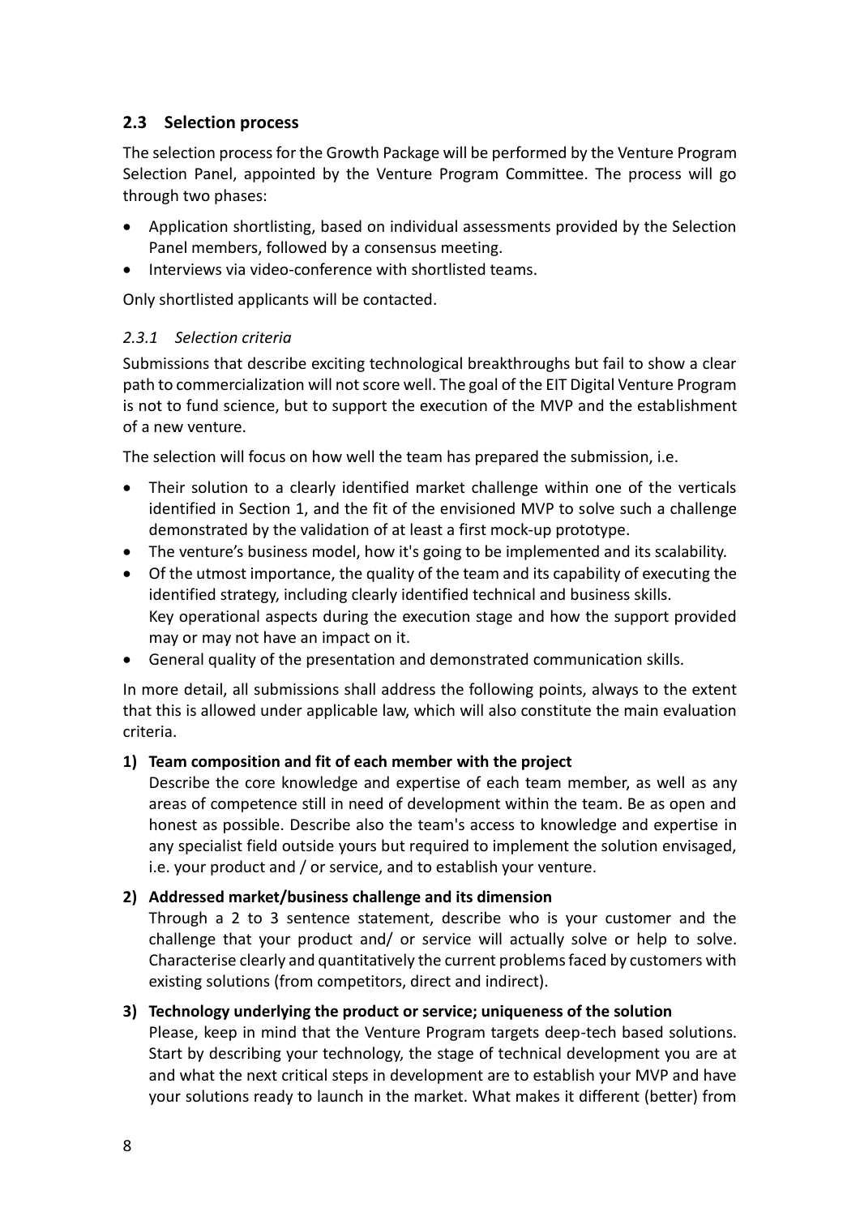## 2.3 Selection process

The selection process for the Growth Package will be performed by the Venture Program Selection Panel, appointed by the Venture Program Committee. The process will go through two phases:

- Application shortlisting, based on individual assessments provided by the Selection Panel members, followed by a consensus meeting.
- Interviews via video-conference with shortlisted teams.

Only shortlisted applicants will be contacted.

### *2.3.1 Selection criteria*

Submissions that describe exciting technological breakthroughs but fail to show a clear path to commercialization will not score well. The goal of the EIT Digital Venture Program is not to fund science, but to support the execution of the MVP and the establishment of a new venture.

The selection will focus on how well the team has prepared the submission, i.e.

- Their solution to a clearly identified market challenge within one of the verticals identified in Section 1, and the fit of the envisioned MVP to solve such a challenge demonstrated by the validation of at least a first mock-up prototype.
- The venture's business model, how it's going to be implemented and its scalability.
- Of the utmost importance, the quality of the team and its capability of executing the identified strategy, including clearly identified technical and business skills. Key operational aspects during the execution stage and how the support provided may or may not have an impact on it.
- General quality of the presentation and demonstrated communication skills.

In more detail, all submissions shall address the following points, always to the extent that this is allowed under applicable law, which will also constitute the main evaluation criteria.

**1) Team composition and fit of each member with the project**

Describe the core knowledge and expertise of each team member, as well as any areas of competence still in need of development within the team. Be as open and honest as possible. Describe also the team's access to knowledge and expertise in any specialist field outside yours but required to implement the solution envisaged, i.e. your product and / or service, and to establish your venture.

**2) Addressed market/business challenge and its dimension**

Through a 2 to 3 sentence statement, describe who is your customer and the challenge that your product and/ or service will actually solve or help to solve. Characterise clearly and quantitatively the current problems faced by customers with existing solutions (from competitors, direct and indirect).

**3) Technology underlying the product or service; uniqueness of the solution**

Please, keep in mind that the Venture Program targets deep-tech based solutions. Start by describing your technology, the stage of technical development you are at and what the next critical steps in development are to establish your MVP and have your solutions ready to launch in the market. What makes it different (better) from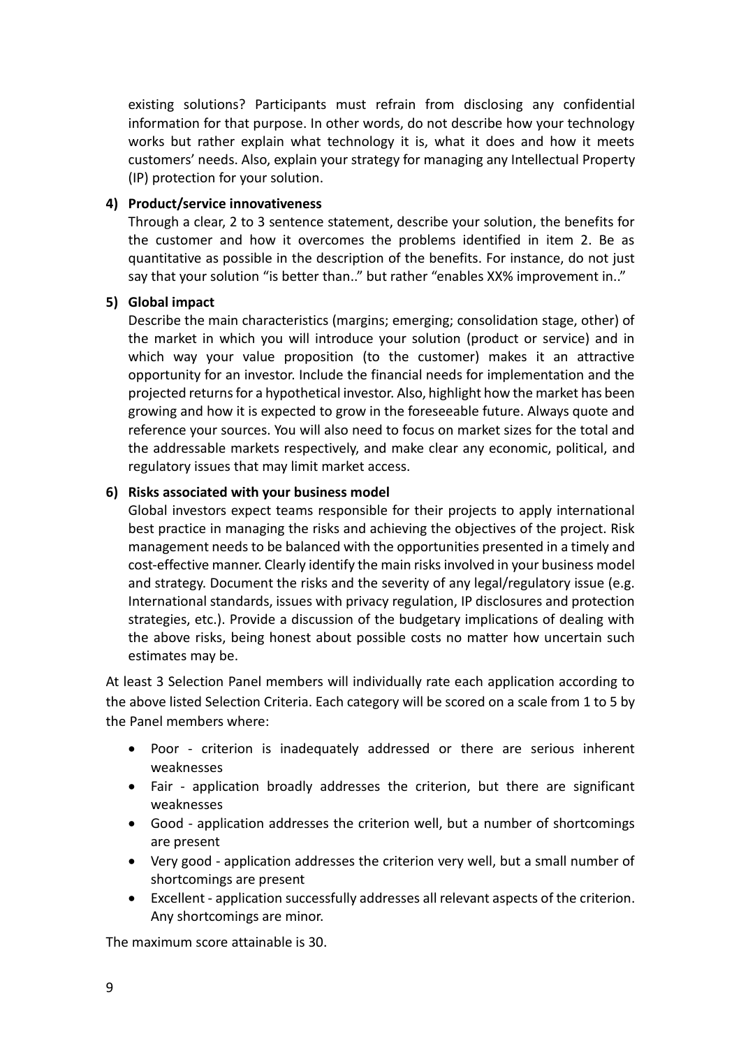existing solutions? Participants must refrain from disclosing any confidential information for that purpose. In other words, do not describe how your technology works but rather explain what technology it is, what it does and how it meets customers' needs. Also, explain your strategy for managing any Intellectual Property (IP) protection for your solution.

**4) Product/service innovativeness**

Through a clear, 2 to 3 sentence statement, describe your solution, the benefits for the customer and how it overcomes the problems identified in item 2. Be as quantitative as possible in the description of the benefits. For instance, do not just say that your solution "is better than.." but rather "enables XX% improvement in.."

**5) Global impact**

Describe the main characteristics (margins; emerging; consolidation stage, other) of the market in which you will introduce your solution (product or service) and in which way your value proposition (to the customer) makes it an attractive opportunity for an investor. Include the financial needs for implementation and the projected returns for a hypothetical investor. Also, highlight how the market has been growing and how it is expected to grow in the foreseeable future. Always quote and reference your sources. You will also need to focus on market sizes for the total and the addressable markets respectively, and make clear any economic, political, and regulatory issues that may limit market access.

**6) Risks associated with your business model**

Global investors expect teams responsible for their projects to apply international best practice in managing the risks and achieving the objectives of the project. Risk management needs to be balanced with the opportunities presented in a timely and cost-effective manner. Clearly identify the main risks involved in your business model and strategy. Document the risks and the severity of any legal/regulatory issue (e.g. International standards, issues with privacy regulation, IP disclosures and protection strategies, etc.). Provide a discussion of the budgetary implications of dealing with the above risks, being honest about possible costs no matter how uncertain such estimates may be.

At least 3 Selection Panel members will individually rate each application according to the above listed Selection Criteria. Each category will be scored on a scale from 1 to 5 by the Panel members where:

- Poor - criterion is inadequately addressed or there are serious inherent weaknesses
- Fair - application broadly addresses the criterion, but there are significant weaknesses
- Good - application addresses the criterion well, but a number of shortcomings are present
- Very good - application addresses the criterion very well, but a small number of shortcomings are present
- Excellent - application successfully addresses all relevant aspects of the criterion. Any shortcomings are minor.

The maximum score attainable is 30.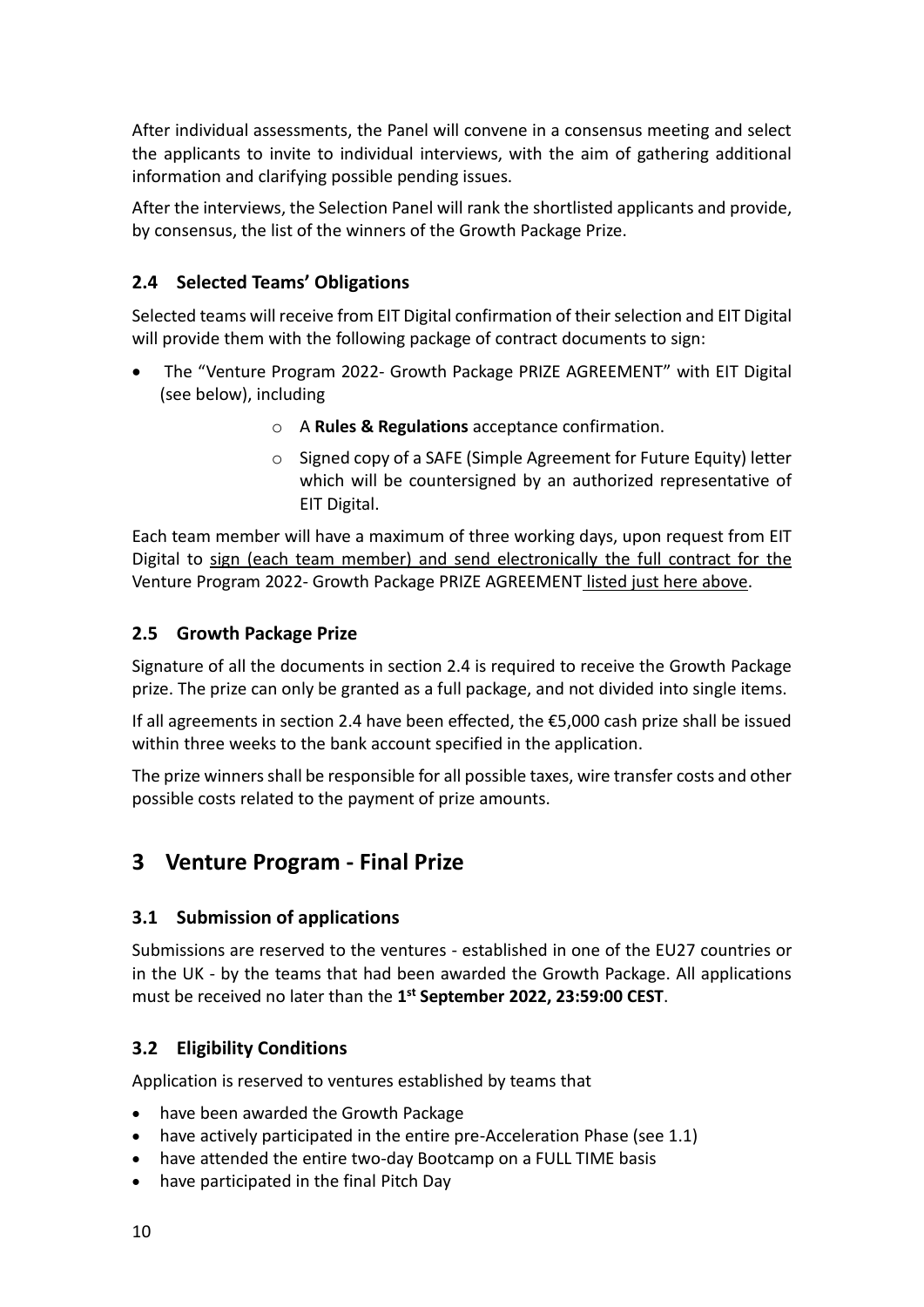After individual assessments, the Panel will convene in a consensus meeting and select the applicants to invite to individual interviews, with the aim of gathering additional information and clarifying possible pending issues.

After the interviews, the Selection Panel will rank the shortlisted applicants and provide, by consensus, the list of the winners of the Growth Package Prize.

### 2.4 Selected Teams' Obligations

Selected teams will receive from EIT Digital confirmation of their selection and EIT Digital will provide them with the following package of contract documents to sign:

- The "Venture Program 2022- Growth Package PRIZE AGREEMENT" with EIT Digital (see below), including
  - A **Rules & Regulations** acceptance confirmation.
  - Signed copy of a SAFE (Simple Agreement for Future Equity) letter which will be countersigned by an authorized representative of EIT Digital.

Each team member will have a maximum of three working days, upon request from EIT Digital to sign (each team member) and send electronically the full contract for the Venture Program 2022- Growth Package PRIZE AGREEMENT listed just here above.

### 2.5 Growth Package Prize

Signature of all the documents in section 2.4 is required to receive the Growth Package prize. The prize can only be granted as a full package, and not divided into single items.

If all agreements in section 2.4 have been effected, the €5,000 cash prize shall be issued within three weeks to the bank account specified in the application.

The prize winners shall be responsible for all possible taxes, wire transfer costs and other possible costs related to the payment of prize amounts.

## 3 Venture Program - Final Prize

### 3.1 Submission of applications

Submissions are reserved to the ventures - established in one of the EU27 countries or in the UK - by the teams that had been awarded the Growth Package. All applications must be received no later than the **1st September 2022, 23:59:00 CEST**.

### 3.2 Eligibility Conditions

Application is reserved to ventures established by teams that

- have been awarded the Growth Package
- have actively participated in the entire pre-Acceleration Phase (see 1.1)
- have attended the entire two-day Bootcamp on a FULL TIME basis
- have participated in the final Pitch Day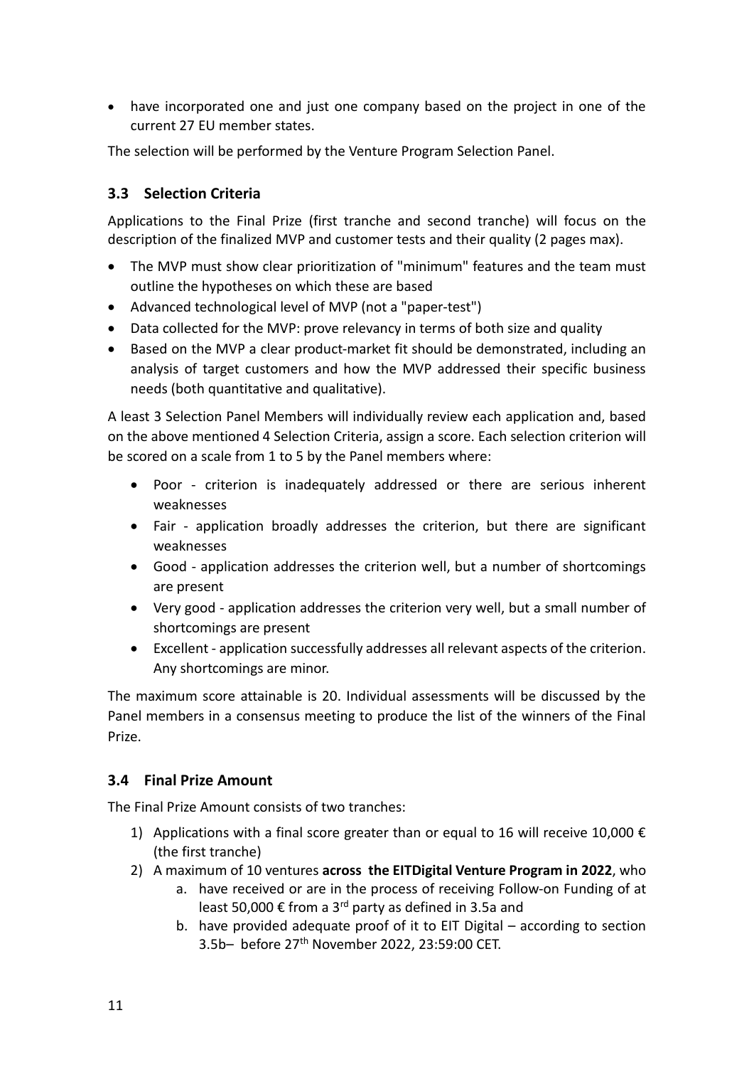- have incorporated one and just one company based on the project in one of the current 27 EU member states.

The selection will be performed by the Venture Program Selection Panel.

### 3.3 Selection Criteria

Applications to the Final Prize (first tranche and second tranche) will focus on the description of the finalized MVP and customer tests and their quality (2 pages max).

- The MVP must show clear prioritization of "minimum" features and the team must outline the hypotheses on which these are based
- Advanced technological level of MVP (not a "paper-test")
- Data collected for the MVP: prove relevancy in terms of both size and quality
- Based on the MVP a clear product-market fit should be demonstrated, including an analysis of target customers and how the MVP addressed their specific business needs (both quantitative and qualitative).

A least 3 Selection Panel Members will individually review each application and, based on the above mentioned 4 Selection Criteria, assign a score. Each selection criterion will be scored on a scale from 1 to 5 by the Panel members where:

- Poor - criterion is inadequately addressed or there are serious inherent weaknesses
- Fair - application broadly addresses the criterion, but there are significant weaknesses
- Good - application addresses the criterion well, but a number of shortcomings are present
- Very good - application addresses the criterion very well, but a small number of shortcomings are present
- Excellent - application successfully addresses all relevant aspects of the criterion. Any shortcomings are minor.

The maximum score attainable is 20. Individual assessments will be discussed by the Panel members in a consensus meeting to produce the list of the winners of the Final Prize.

### 3.4 Final Prize Amount

The Final Prize Amount consists of two tranches:

1) Applications with a final score greater than or equal to 16 will receive 10,000 € (the first tranche)
2) A maximum of 10 ventures **across the EITDigital Venture Program in 2022**, who
   a. have received or are in the process of receiving Follow-on Funding of at least 50,000 € from a 3rd party as defined in 3.5a and
   b. have provided adequate proof of it to EIT Digital – according to section 3.5b– before 27th November 2022, 23:59:00 CET.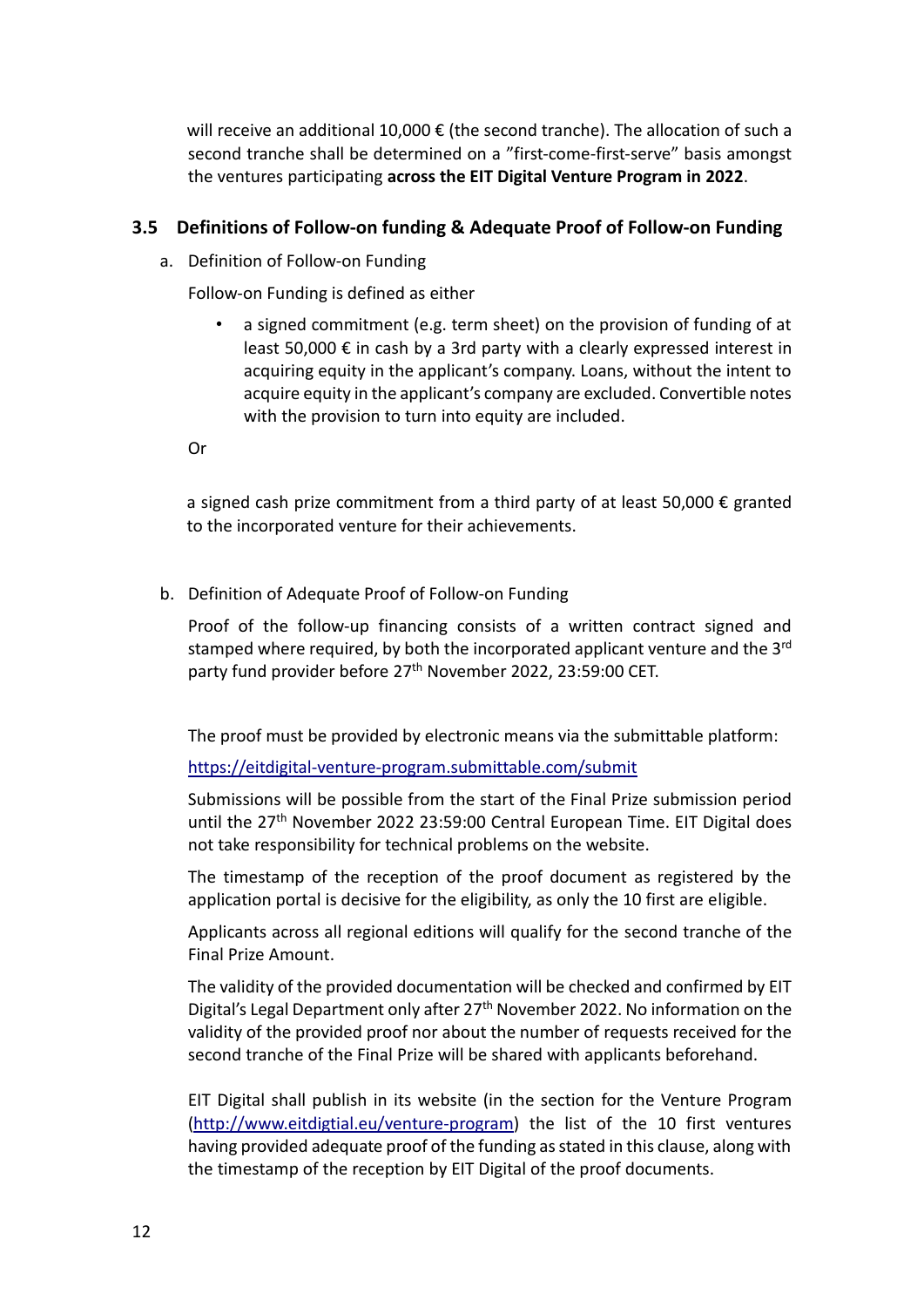will receive an additional 10,000 € (the second tranche). The allocation of such a second tranche shall be determined on a "first-come-first-serve" basis amongst the ventures participating **across the EIT Digital Venture Program in 2022**.

### 3.5 Definitions of Follow-on funding & Adequate Proof of Follow-on Funding

a. Definition of Follow-on Funding

Follow-on Funding is defined as either

- a signed commitment (e.g. term sheet) on the provision of funding of at least 50,000 € in cash by a 3rd party with a clearly expressed interest in acquiring equity in the applicant's company. Loans, without the intent to acquire equity in the applicant's company are excluded. Convertible notes with the provision to turn into equity are included.

Or

a signed cash prize commitment from a third party of at least 50,000 € granted to the incorporated venture for their achievements.

b. Definition of Adequate Proof of Follow-on Funding

Proof of the follow-up financing consists of a written contract signed and stamped where required, by both the incorporated applicant venture and the 3rd party fund provider before 27th November 2022, 23:59:00 CET.

The proof must be provided by electronic means via the submittable platform:

https://eitdigital-venture-program.submittable.com/submit

Submissions will be possible from the start of the Final Prize submission period until the 27th November 2022 23:59:00 Central European Time. EIT Digital does not take responsibility for technical problems on the website.

The timestamp of the reception of the proof document as registered by the application portal is decisive for the eligibility, as only the 10 first are eligible.

Applicants across all regional editions will qualify for the second tranche of the Final Prize Amount.

The validity of the provided documentation will be checked and confirmed by EIT Digital's Legal Department only after 27th November 2022. No information on the validity of the provided proof nor about the number of requests received for the second tranche of the Final Prize will be shared with applicants beforehand.

EIT Digital shall publish in its website (in the section for the Venture Program (http://www.eitdigtial.eu/venture-program) the list of the 10 first ventures having provided adequate proof of the funding as stated in this clause, along with the timestamp of the reception by EIT Digital of the proof documents.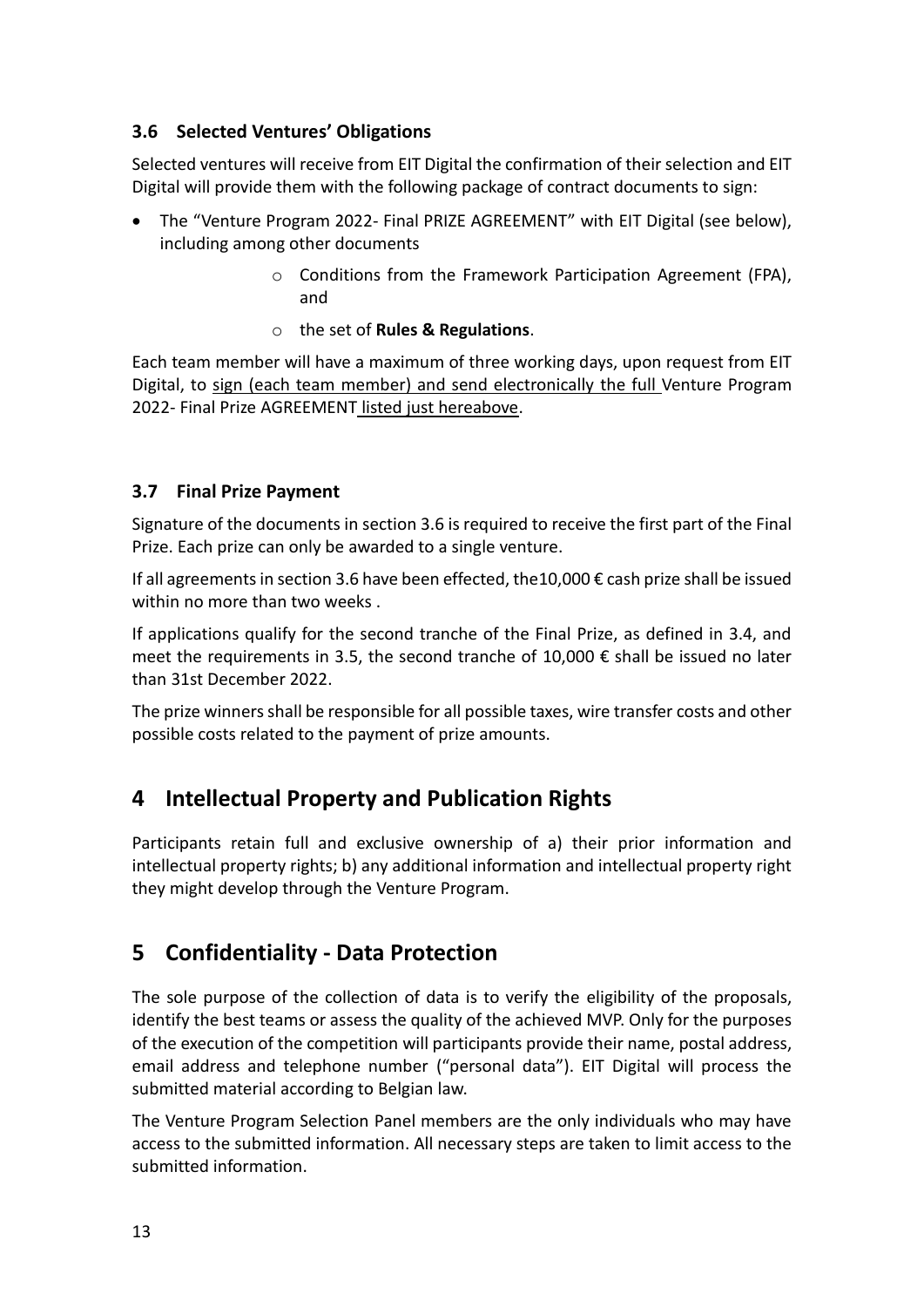### 3.6 Selected Ventures' Obligations

Selected ventures will receive from EIT Digital the confirmation of their selection and EIT Digital will provide them with the following package of contract documents to sign:

- The "Venture Program 2022- Final PRIZE AGREEMENT" with EIT Digital (see below), including among other documents
    - Conditions from the Framework Participation Agreement (FPA), and
    - the set of **Rules & Regulations**.

Each team member will have a maximum of three working days, upon request from EIT Digital, to sign (each team member) and send electronically the full Venture Program 2022- Final Prize AGREEMENT listed just hereabove.

### 3.7 Final Prize Payment

Signature of the documents in section 3.6 is required to receive the first part of the Final Prize. Each prize can only be awarded to a single venture.

If all agreements in section 3.6 have been effected, the10,000 € cash prize shall be issued within no more than two weeks .

If applications qualify for the second tranche of the Final Prize, as defined in 3.4, and meet the requirements in 3.5, the second tranche of 10,000 € shall be issued no later than 31st December 2022.

The prize winners shall be responsible for all possible taxes, wire transfer costs and other possible costs related to the payment of prize amounts.

## 4 Intellectual Property and Publication Rights

Participants retain full and exclusive ownership of a) their prior information and intellectual property rights; b) any additional information and intellectual property right they might develop through the Venture Program.

## 5 Confidentiality - Data Protection

The sole purpose of the collection of data is to verify the eligibility of the proposals, identify the best teams or assess the quality of the achieved MVP. Only for the purposes of the execution of the competition will participants provide their name, postal address, email address and telephone number ("personal data"). EIT Digital will process the submitted material according to Belgian law.

The Venture Program Selection Panel members are the only individuals who may have access to the submitted information. All necessary steps are taken to limit access to the submitted information.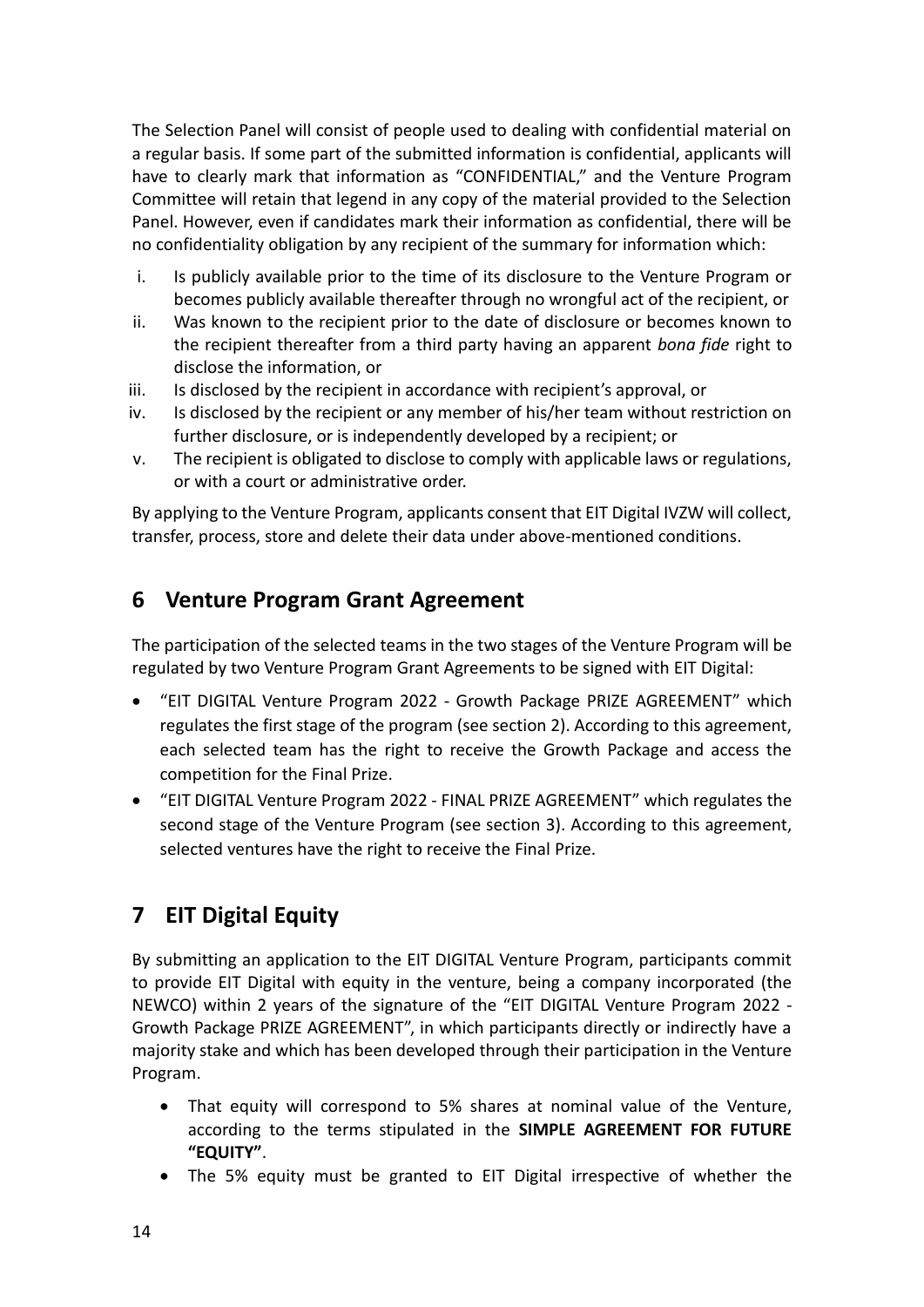The Selection Panel will consist of people used to dealing with confidential material on a regular basis. If some part of the submitted information is confidential, applicants will have to clearly mark that information as "CONFIDENTIAL," and the Venture Program Committee will retain that legend in any copy of the material provided to the Selection Panel. However, even if candidates mark their information as confidential, there will be no confidentiality obligation by any recipient of the summary for information which:

i. Is publicly available prior to the time of its disclosure to the Venture Program or becomes publicly available thereafter through no wrongful act of the recipient, or
ii. Was known to the recipient prior to the date of disclosure or becomes known to the recipient thereafter from a third party having an apparent *bona fide* right to disclose the information, or
iii. Is disclosed by the recipient in accordance with recipient's approval, or
iv. Is disclosed by the recipient or any member of his/her team without restriction on further disclosure, or is independently developed by a recipient; or
v. The recipient is obligated to disclose to comply with applicable laws or regulations, or with a court or administrative order.

By applying to the Venture Program, applicants consent that EIT Digital IVZW will collect, transfer, process, store and delete their data under above-mentioned conditions.

## 6 Venture Program Grant Agreement

The participation of the selected teams in the two stages of the Venture Program will be regulated by two Venture Program Grant Agreements to be signed with EIT Digital:

- "EIT DIGITAL Venture Program 2022 - Growth Package PRIZE AGREEMENT" which regulates the first stage of the program (see section 2). According to this agreement, each selected team has the right to receive the Growth Package and access the competition for the Final Prize.
- "EIT DIGITAL Venture Program 2022 - FINAL PRIZE AGREEMENT" which regulates the second stage of the Venture Program (see section 3). According to this agreement, selected ventures have the right to receive the Final Prize.

## 7 EIT Digital Equity

By submitting an application to the EIT DIGITAL Venture Program, participants commit to provide EIT Digital with equity in the venture, being a company incorporated (the NEWCO) within 2 years of the signature of the "EIT DIGITAL Venture Program 2022 - Growth Package PRIZE AGREEMENT", in which participants directly or indirectly have a majority stake and which has been developed through their participation in the Venture Program.

- That equity will correspond to 5% shares at nominal value of the Venture, according to the terms stipulated in the **SIMPLE AGREEMENT FOR FUTURE "EQUITY"**.
- The 5% equity must be granted to EIT Digital irrespective of whether the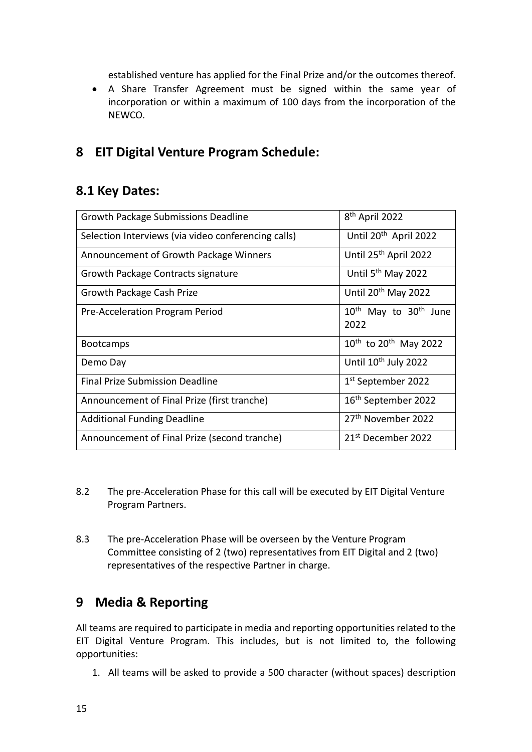established venture has applied for the Final Prize and/or the outcomes thereof.

- A Share Transfer Agreement must be signed within the same year of incorporation or within a maximum of 100 days from the incorporation of the NEWCO.

# 8 EIT Digital Venture Program Schedule:

## 8.1 Key Dates:

| | |
|---|---|
| Growth Package Submissions Deadline | 8th April 2022 |
| Selection Interviews (via video conferencing calls) | Until 20th April 2022 |
| Announcement of Growth Package Winners | Until 25th April 2022 |
| Growth Package Contracts signature | Until 5th May 2022 |
| Growth Package Cash Prize | Until 20th May 2022 |
| Pre-Acceleration Program Period | 10th May to 30th June 2022 |
| Bootcamps | 10th to 20th May 2022 |
| Demo Day | Until 10th July 2022 |
| Final Prize Submission Deadline | 1st September 2022 |
| Announcement of Final Prize (first tranche) | 16th September 2022 |
| Additional Funding Deadline | 27th November 2022 |
| Announcement of Final Prize (second tranche) | 21st December 2022 |

8.2 The pre-Acceleration Phase for this call will be executed by EIT Digital Venture Program Partners.

8.3 The pre-Acceleration Phase will be overseen by the Venture Program Committee consisting of 2 (two) representatives from EIT Digital and 2 (two) representatives of the respective Partner in charge.

# 9 Media & Reporting

All teams are required to participate in media and reporting opportunities related to the EIT Digital Venture Program. This includes, but is not limited to, the following opportunities:

1. All teams will be asked to provide a 500 character (without spaces) description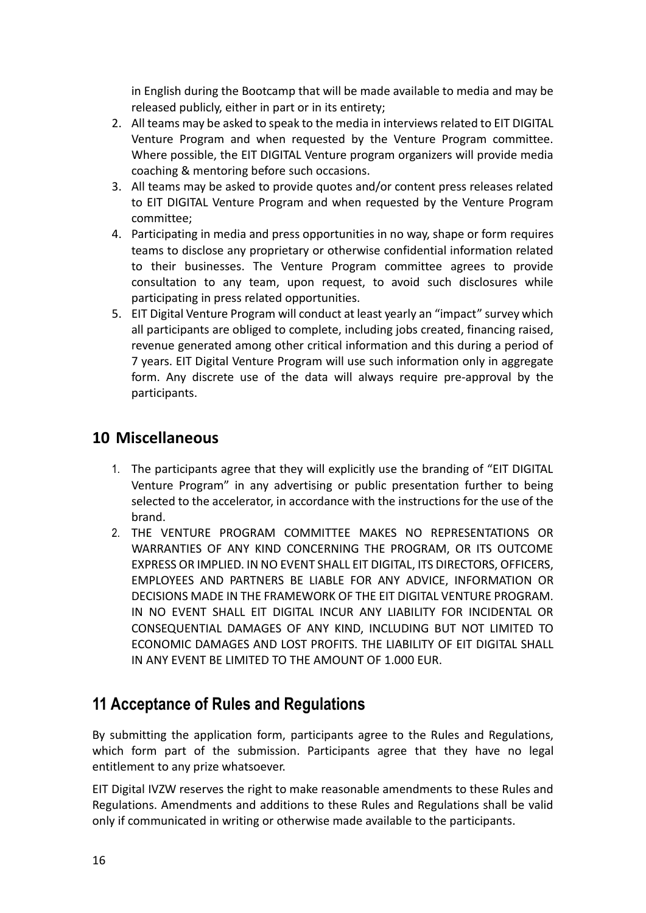in English during the Bootcamp that will be made available to media and may be released publicly, either in part or in its entirety;

2. All teams may be asked to speak to the media in interviews related to EIT DIGITAL Venture Program and when requested by the Venture Program committee. Where possible, the EIT DIGITAL Venture program organizers will provide media coaching & mentoring before such occasions.
3. All teams may be asked to provide quotes and/or content press releases related to EIT DIGITAL Venture Program and when requested by the Venture Program committee;
4. Participating in media and press opportunities in no way, shape or form requires teams to disclose any proprietary or otherwise confidential information related to their businesses. The Venture Program committee agrees to provide consultation to any team, upon request, to avoid such disclosures while participating in press related opportunities.
5. EIT Digital Venture Program will conduct at least yearly an “impact” survey which all participants are obliged to complete, including jobs created, financing raised, revenue generated among other critical information and this during a period of 7 years. EIT Digital Venture Program will use such information only in aggregate form. Any discrete use of the data will always require pre-approval by the participants.

## 10 Miscellaneous

1. The participants agree that they will explicitly use the branding of “EIT DIGITAL Venture Program” in any advertising or public presentation further to being selected to the accelerator, in accordance with the instructions for the use of the brand.
2. THE VENTURE PROGRAM COMMITTEE MAKES NO REPRESENTATIONS OR WARRANTIES OF ANY KIND CONCERNING THE PROGRAM, OR ITS OUTCOME EXPRESS OR IMPLIED. IN NO EVENT SHALL EIT DIGITAL, ITS DIRECTORS, OFFICERS, EMPLOYEES AND PARTNERS BE LIABLE FOR ANY ADVICE, INFORMATION OR DECISIONS MADE IN THE FRAMEWORK OF THE EIT DIGITAL VENTURE PROGRAM. IN NO EVENT SHALL EIT DIGITAL INCUR ANY LIABILITY FOR INCIDENTAL OR CONSEQUENTIAL DAMAGES OF ANY KIND, INCLUDING BUT NOT LIMITED TO ECONOMIC DAMAGES AND LOST PROFITS. THE LIABILITY OF EIT DIGITAL SHALL IN ANY EVENT BE LIMITED TO THE AMOUNT OF 1.000 EUR.

## 11 Acceptance of Rules and Regulations

By submitting the application form, participants agree to the Rules and Regulations, which form part of the submission. Participants agree that they have no legal entitlement to any prize whatsoever.

EIT Digital IVZW reserves the right to make reasonable amendments to these Rules and Regulations. Amendments and additions to these Rules and Regulations shall be valid only if communicated in writing or otherwise made available to the participants.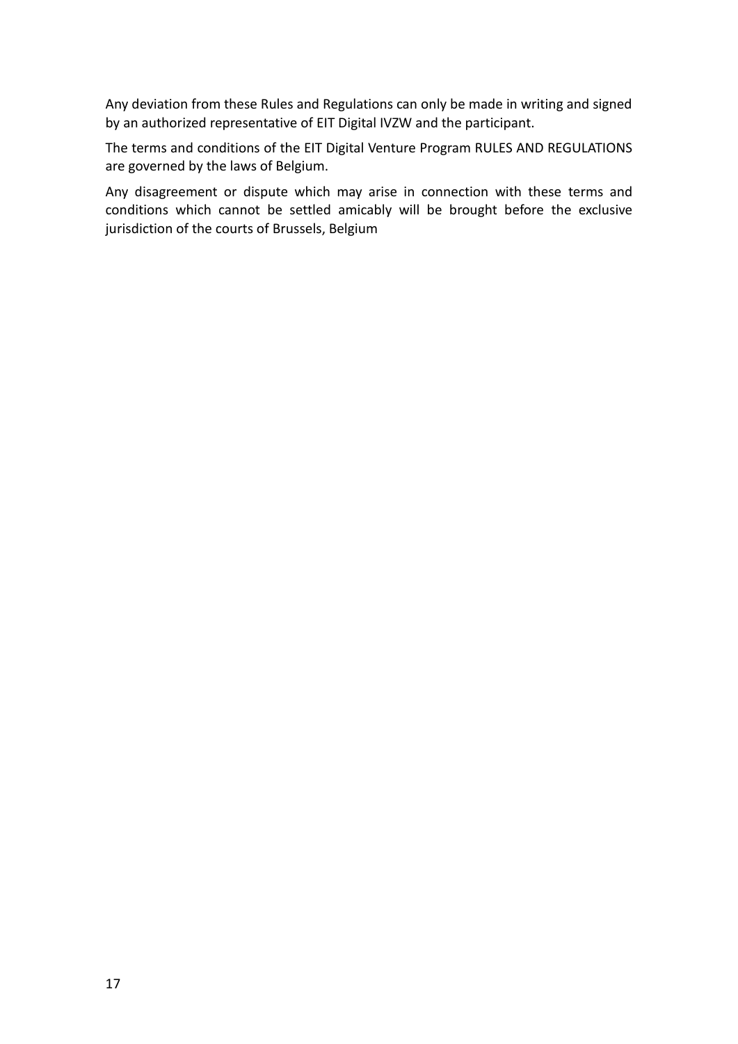Any deviation from these Rules and Regulations can only be made in writing and signed by an authorized representative of EIT Digital IVZW and the participant.

The terms and conditions of the EIT Digital Venture Program RULES AND REGULATIONS are governed by the laws of Belgium.

Any disagreement or dispute which may arise in connection with these terms and conditions which cannot be settled amicably will be brought before the exclusive jurisdiction of the courts of Brussels, Belgium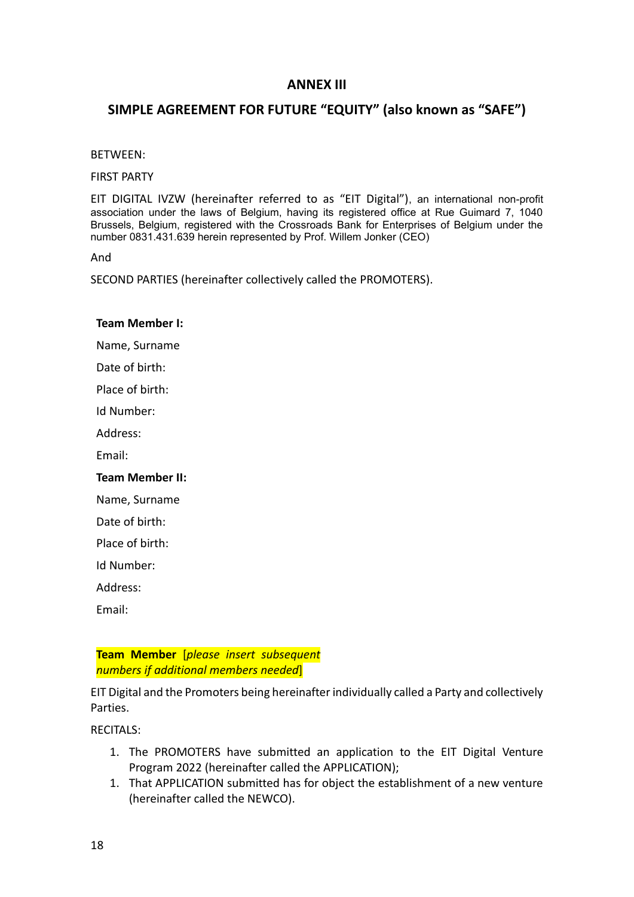## ANNEX III

## SIMPLE AGREEMENT FOR FUTURE "EQUITY" (also known as "SAFE")

BETWEEN:

FIRST PARTY

EIT DIGITAL IVZW (hereinafter referred to as "EIT Digital"), an international non-profit association under the laws of Belgium, having its registered office at Rue Guimard 7, 1040 Brussels, Belgium, registered with the Crossroads Bank for Enterprises of Belgium under the number 0831.431.639 herein represented by Prof. Willem Jonker (CEO)

And

SECOND PARTIES (hereinafter collectively called the PROMOTERS).

**Team Member I:**

Name, Surname

Date of birth:

Place of birth:

Id Number:

Address:

Email:

**Team Member II:**

Name, Surname

Date of birth:

Place of birth:

Id Number:

Address:

Email:

**Team Member** [*please insert subsequent numbers if additional members needed*]

EIT Digital and the Promoters being hereinafter individually called a Party and collectively Parties.

RECITALS:

1. The PROMOTERS have submitted an application to the EIT Digital Venture Program 2022 (hereinafter called the APPLICATION);
1. That APPLICATION submitted has for object the establishment of a new venture (hereinafter called the NEWCO).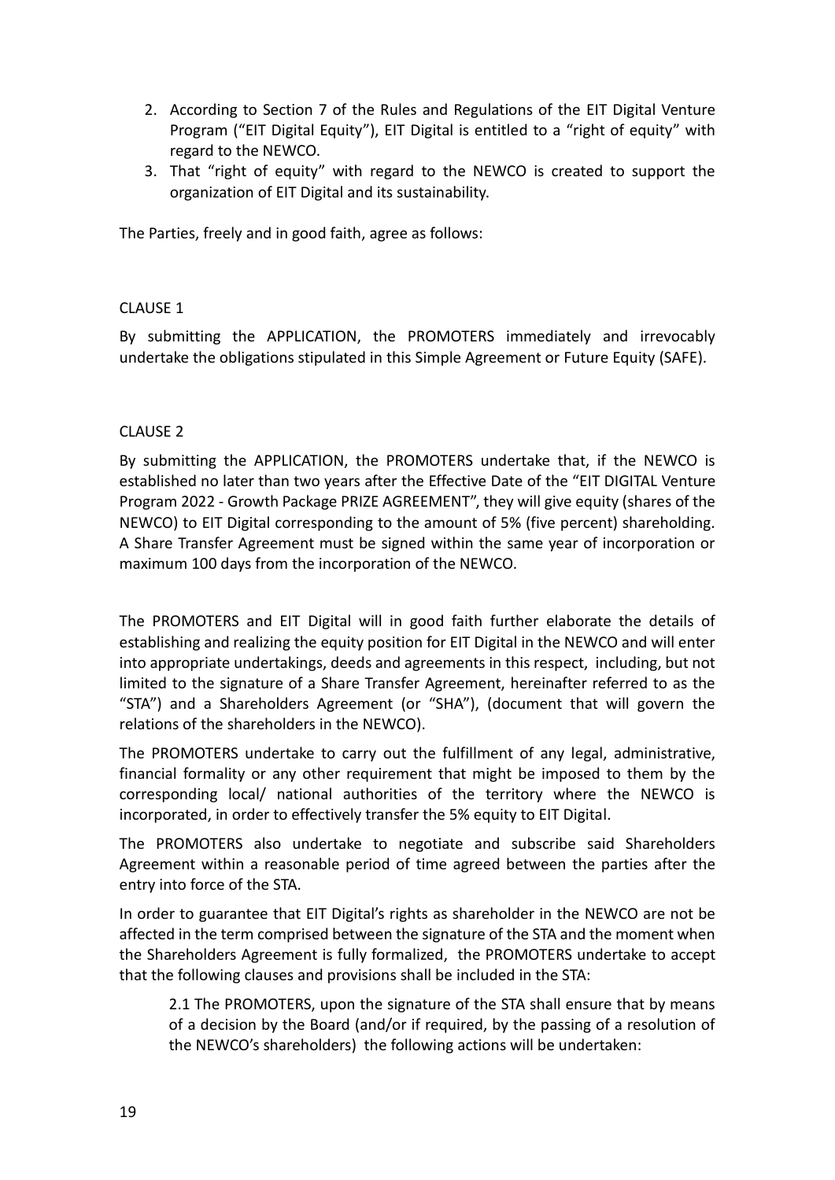2. According to Section 7 of the Rules and Regulations of the EIT Digital Venture Program ("EIT Digital Equity"), EIT Digital is entitled to a "right of equity" with regard to the NEWCO.
3. That "right of equity" with regard to the NEWCO is created to support the organization of EIT Digital and its sustainability.

The Parties, freely and in good faith, agree as follows:

CLAUSE 1

By submitting the APPLICATION, the PROMOTERS immediately and irrevocably undertake the obligations stipulated in this Simple Agreement or Future Equity (SAFE).

CLAUSE 2

By submitting the APPLICATION, the PROMOTERS undertake that, if the NEWCO is established no later than two years after the Effective Date of the "EIT DIGITAL Venture Program 2022 - Growth Package PRIZE AGREEMENT", they will give equity (shares of the NEWCO) to EIT Digital corresponding to the amount of 5% (five percent) shareholding. A Share Transfer Agreement must be signed within the same year of incorporation or maximum 100 days from the incorporation of the NEWCO.

The PROMOTERS and EIT Digital will in good faith further elaborate the details of establishing and realizing the equity position for EIT Digital in the NEWCO and will enter into appropriate undertakings, deeds and agreements in this respect, including, but not limited to the signature of a Share Transfer Agreement, hereinafter referred to as the "STA") and a Shareholders Agreement (or "SHA"), (document that will govern the relations of the shareholders in the NEWCO).

The PROMOTERS undertake to carry out the fulfillment of any legal, administrative, financial formality or any other requirement that might be imposed to them by the corresponding local/ national authorities of the territory where the NEWCO is incorporated, in order to effectively transfer the 5% equity to EIT Digital.

The PROMOTERS also undertake to negotiate and subscribe said Shareholders Agreement within a reasonable period of time agreed between the parties after the entry into force of the STA.

In order to guarantee that EIT Digital's rights as shareholder in the NEWCO are not be affected in the term comprised between the signature of the STA and the moment when the Shareholders Agreement is fully formalized, the PROMOTERS undertake to accept that the following clauses and provisions shall be included in the STA:

2.1 The PROMOTERS, upon the signature of the STA shall ensure that by means of a decision by the Board (and/or if required, by the passing of a resolution of the NEWCO's shareholders) the following actions will be undertaken: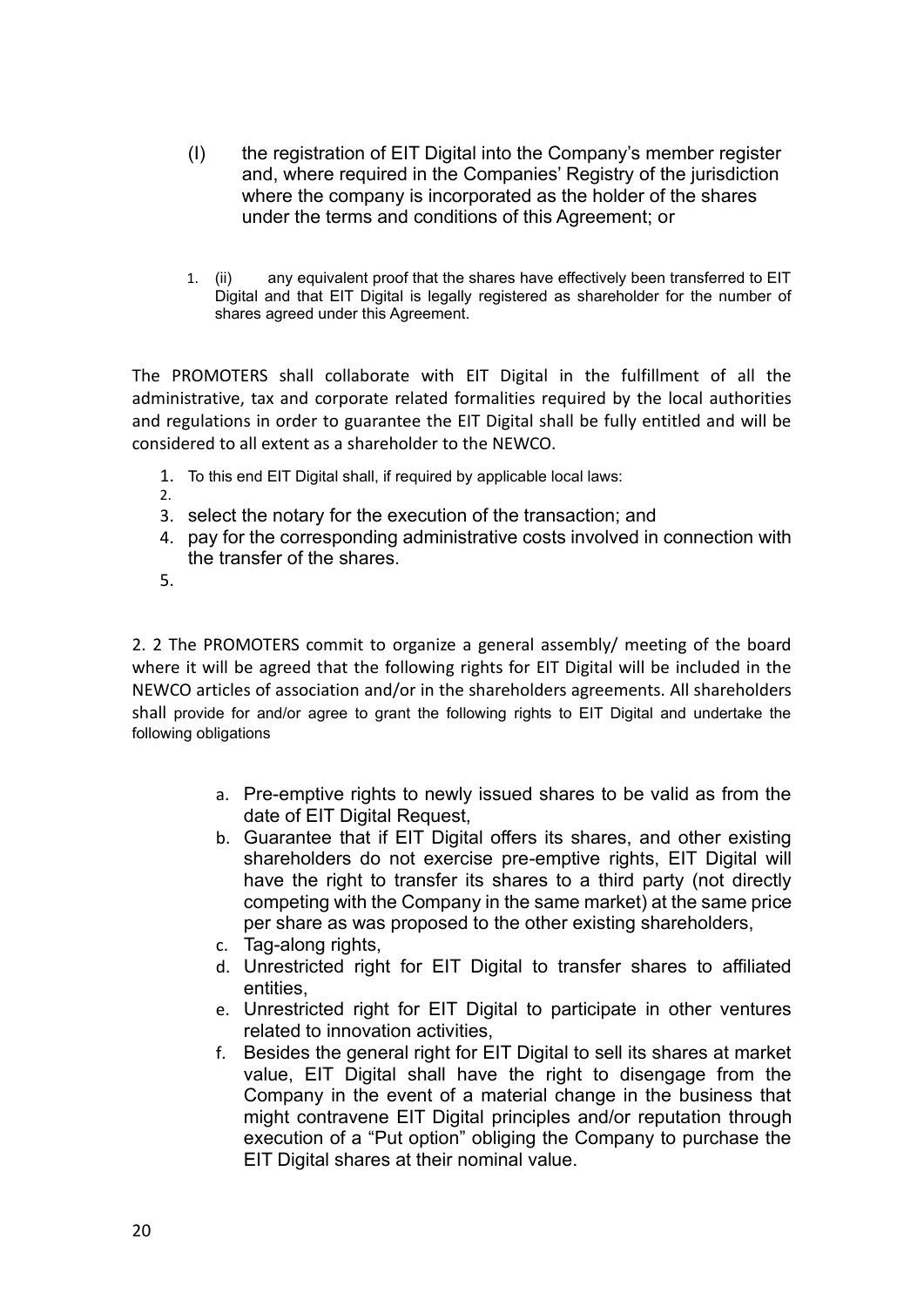(I) the registration of EIT Digital into the Company's member register and, where required in the Companies' Registry of the jurisdiction where the company is incorporated as the holder of the shares under the terms and conditions of this Agreement; or

1. (ii) any equivalent proof that the shares have effectively been transferred to EIT Digital and that EIT Digital is legally registered as shareholder for the number of shares agreed under this Agreement.

The PROMOTERS shall collaborate with EIT Digital in the fulfillment of all the administrative, tax and corporate related formalities required by the local authorities and regulations in order to guarantee the EIT Digital shall be fully entitled and will be considered to all extent as a shareholder to the NEWCO.

1. To this end EIT Digital shall, if required by applicable local laws:
2. 
3. select the notary for the execution of the transaction; and
4. pay for the corresponding administrative costs involved in connection with the transfer of the shares.
5. 

2. 2 The PROMOTERS commit to organize a general assembly/ meeting of the board where it will be agreed that the following rights for EIT Digital will be included in the NEWCO articles of association and/or in the shareholders agreements. All shareholders shall provide for and/or agree to grant the following rights to EIT Digital and undertake the following obligations

a. Pre-emptive rights to newly issued shares to be valid as from the date of EIT Digital Request,
b. Guarantee that if EIT Digital offers its shares, and other existing shareholders do not exercise pre-emptive rights, EIT Digital will have the right to transfer its shares to a third party (not directly competing with the Company in the same market) at the same price per share as was proposed to the other existing shareholders,
c. Tag-along rights,
d. Unrestricted right for EIT Digital to transfer shares to affiliated entities,
e. Unrestricted right for EIT Digital to participate in other ventures related to innovation activities,
f. Besides the general right for EIT Digital to sell its shares at market value, EIT Digital shall have the right to disengage from the Company in the event of a material change in the business that might contravene EIT Digital principles and/or reputation through execution of a "Put option" obliging the Company to purchase the EIT Digital shares at their nominal value.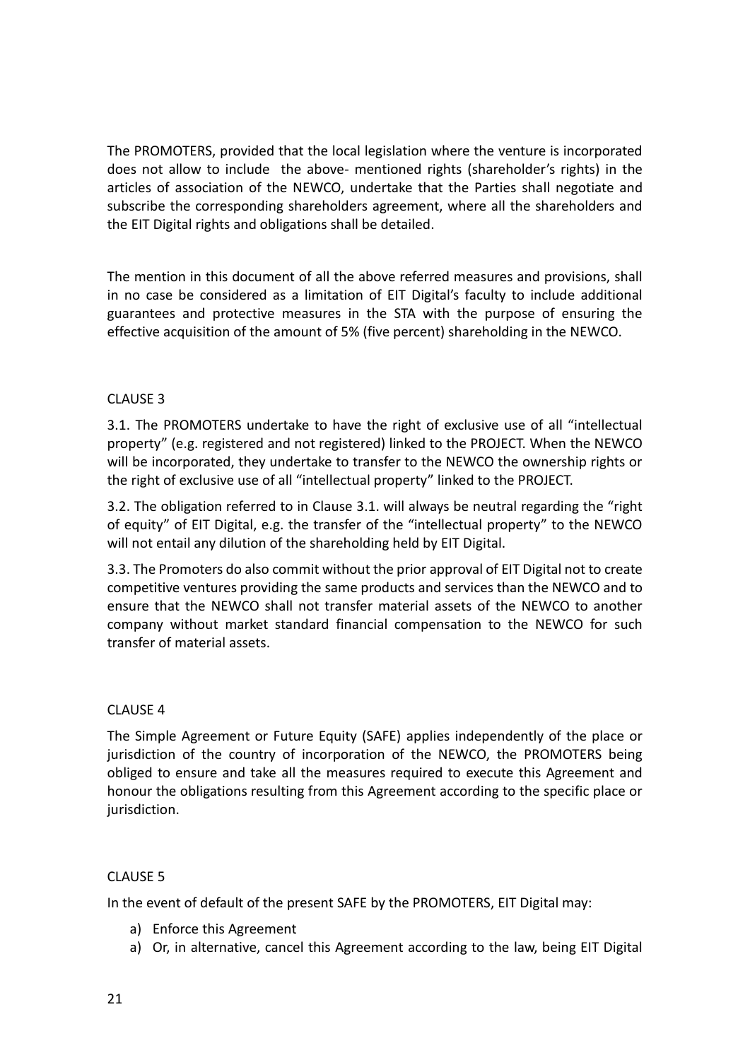The PROMOTERS, provided that the local legislation where the venture is incorporated does not allow to include the above- mentioned rights (shareholder's rights) in the articles of association of the NEWCO, undertake that the Parties shall negotiate and subscribe the corresponding shareholders agreement, where all the shareholders and the EIT Digital rights and obligations shall be detailed.

The mention in this document of all the above referred measures and provisions, shall in no case be considered as a limitation of EIT Digital's faculty to include additional guarantees and protective measures in the STA with the purpose of ensuring the effective acquisition of the amount of 5% (five percent) shareholding in the NEWCO.

## CLAUSE 3

3.1. The PROMOTERS undertake to have the right of exclusive use of all "intellectual property" (e.g. registered and not registered) linked to the PROJECT. When the NEWCO will be incorporated, they undertake to transfer to the NEWCO the ownership rights or the right of exclusive use of all "intellectual property" linked to the PROJECT.

3.2. The obligation referred to in Clause 3.1. will always be neutral regarding the "right of equity" of EIT Digital, e.g. the transfer of the "intellectual property" to the NEWCO will not entail any dilution of the shareholding held by EIT Digital.

3.3. The Promoters do also commit without the prior approval of EIT Digital not to create competitive ventures providing the same products and services than the NEWCO and to ensure that the NEWCO shall not transfer material assets of the NEWCO to another company without market standard financial compensation to the NEWCO for such transfer of material assets.

## CLAUSE 4

The Simple Agreement or Future Equity (SAFE) applies independently of the place or jurisdiction of the country of incorporation of the NEWCO, the PROMOTERS being obliged to ensure and take all the measures required to execute this Agreement and honour the obligations resulting from this Agreement according to the specific place or jurisdiction.

## CLAUSE 5

In the event of default of the present SAFE by the PROMOTERS, EIT Digital may:

a) Enforce this Agreement
a) Or, in alternative, cancel this Agreement according to the law, being EIT Digital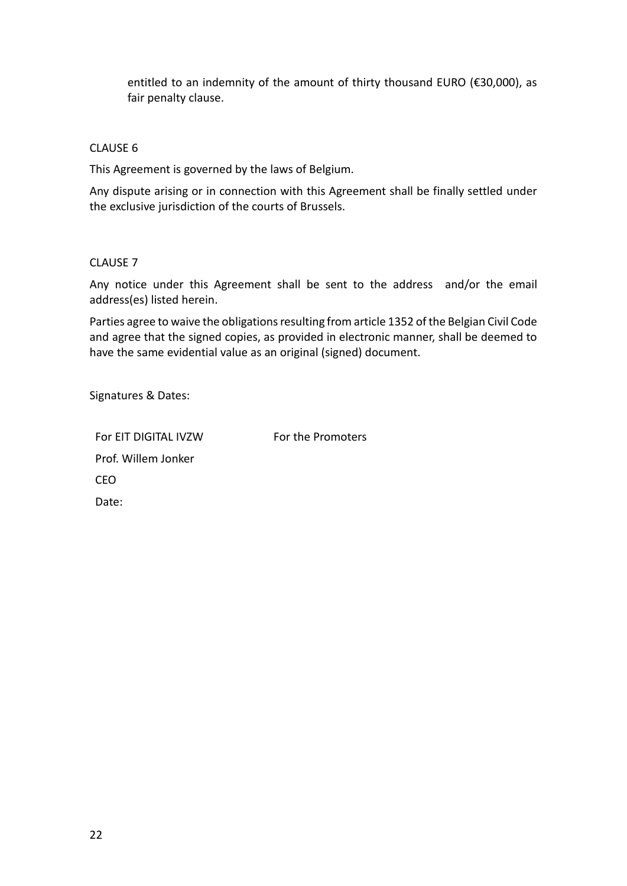entitled to an indemnity of the amount of thirty thousand EURO (€30,000), as fair penalty clause.

CLAUSE 6

This Agreement is governed by the laws of Belgium.

Any dispute arising or in connection with this Agreement shall be finally settled under the exclusive jurisdiction of the courts of Brussels.

CLAUSE 7

Any notice under this Agreement shall be sent to the address and/or the email address(es) listed herein.

Parties agree to waive the obligations resulting from article 1352 of the Belgian Civil Code and agree that the signed copies, as provided in electronic manner, shall be deemed to have the same evidential value as an original (signed) document.

Signatures & Dates:

| | |
|---|---|
| For EIT DIGITAL IVZW | For the Promoters |
| Prof. Willem Jonker | |
| CEO | |
| Date: | |